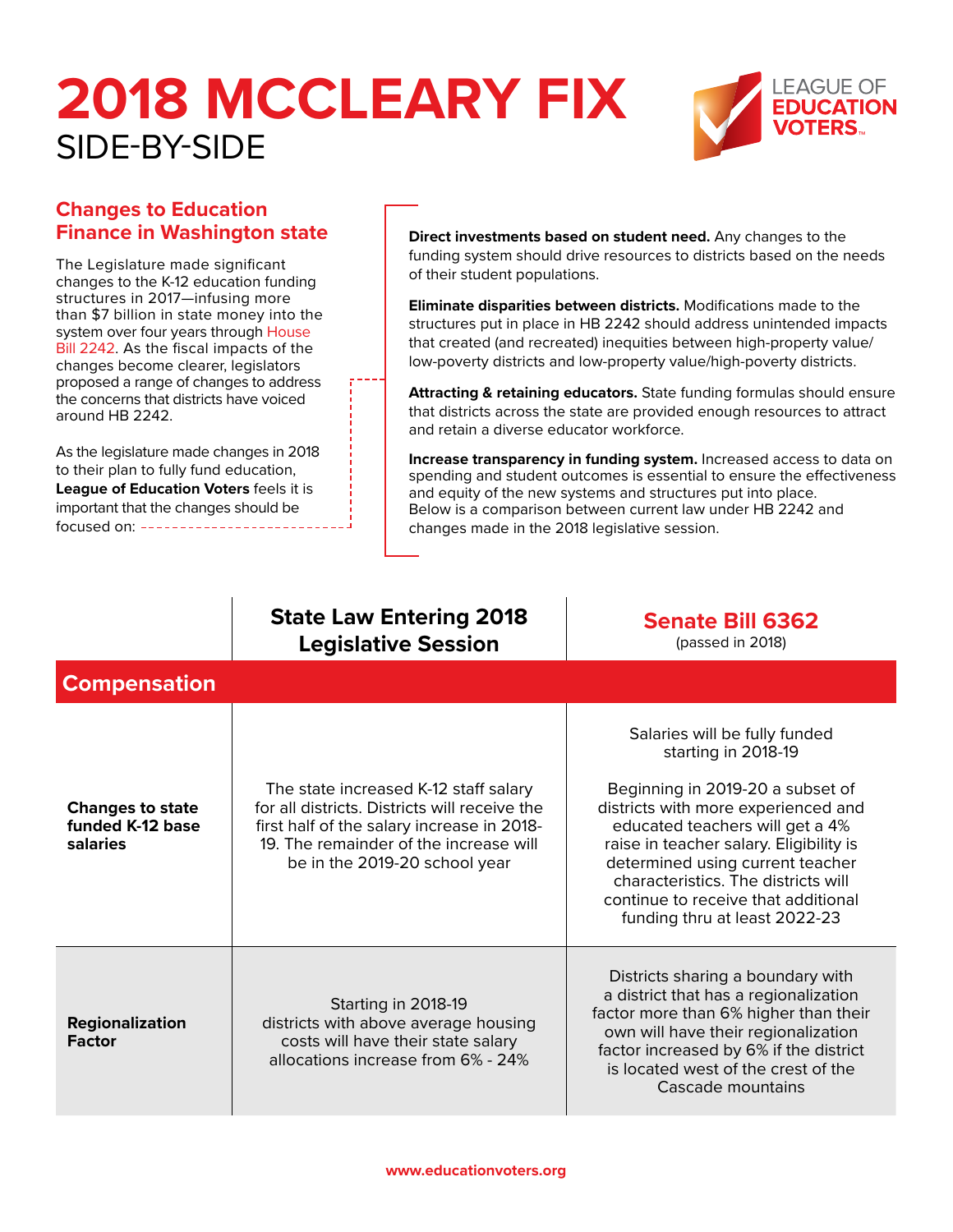# 2018 MCCLEARY FIX

## SIDE-BY-SIDE

LEAGUE OF EDUCATION VOTERS

### Changes to Education Finance in Washington state

The Legislature made significant changes to the K-12 education funding structures in 2017—infusing more than $7 billion in state money into the system over four years through House Bill 2242. As the fiscal impacts of the changes become clearer, legislators proposed a range of changes to address the concerns that districts have voiced around HB 2242.

As the legislature made changes in 2018 to their plan to fully fund education, **League of Education Voters** feels it is important that the changes should be focused on:

**Direct investments based on student need.** Any changes to the funding system should drive resources to districts based on the needs of their student populations.

**Eliminate disparities between districts.** Modifications made to the structures put in place in HB 2242 should address unintended impacts that created (and recreated) inequities between high-property value/low-poverty districts and low-property value/high-poverty districts.

**Attracting & retaining educators.** State funding formulas should ensure that districts across the state are provided enough resources to attract and retain a diverse educator workforce.

**Increase transparency in funding system.** Increased access to data on spending and student outcomes is essential to ensure the effectiveness and equity of the new systems and structures put into place.
Below is a comparison between current law under HB 2242 and changes made in the 2018 legislative session.

| | State Law Entering 2018 Legislative Session | Senate Bill 6362 (passed in 2018) |
|---|---|---|
| **Compensation** | | |
| **Changes to state funded K-12 base salaries** | The state increased K-12 staff salary for all districts. Districts will receive the first half of the salary increase in 2018-19. The remainder of the increase will be in the 2019-20 school year | Salaries will be fully funded starting in 2018-19<br><br>Beginning in 2019-20 a subset of districts with more experienced and educated teachers will get a 4% raise in teacher salary. Eligibility is determined using current teacher characteristics. The districts will continue to receive that additional funding thru at least 2022-23 |
| **Regionalization Factor** | Starting in 2018-19 districts with above average housing costs will have their state salary allocations increase from 6% - 24% | Districts sharing a boundary with a district that has a regionalization factor more than 6% higher than their own will have their regionalization factor increased by 6% if the district is located west of the crest of the Cascade mountains |

www.educationvoters.org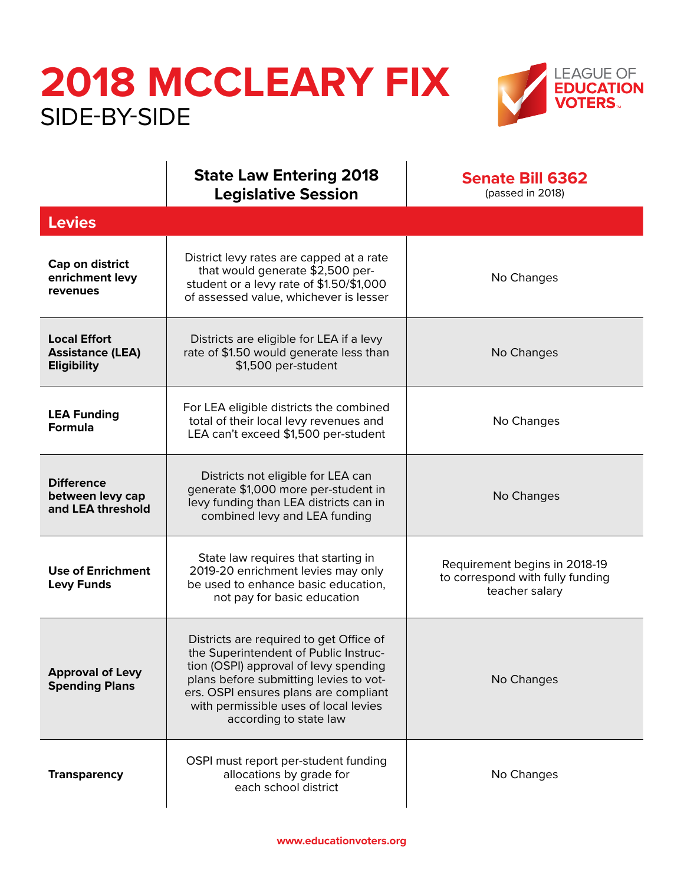# 2018 MCCLEARY FIX

## SIDE-BY-SIDE

| | State Law Entering 2018 Legislative Session | Senate Bill 6362 (passed in 2018) |
|---|---|---|
| **Levies** | | |
| **Cap on district enrichment levy revenues** | District levy rates are capped at a rate that would generate $2,500 per-student or a levy rate of $1.50/$1,000 of assessed value, whichever is lesser | No Changes |
| **Local Effort Assistance (LEA) Eligibility** | Districts are eligible for LEA if a levy rate of $1.50 would generate less than $1,500 per-student | No Changes |
| **LEA Funding Formula** | For LEA eligible districts the combined total of their local levy revenues and LEA can't exceed $1,500 per-student | No Changes |
| **Difference between levy cap and LEA threshold** | Districts not eligible for LEA can generate $1,000 more per-student in levy funding than LEA districts can in combined levy and LEA funding | No Changes |
| **Use of Enrichment Levy Funds** | State law requires that starting in 2019-20 enrichment levies may only be used to enhance basic education, not pay for basic education | Requirement begins in 2018-19 to correspond with fully funding teacher salary |
| **Approval of Levy Spending Plans** | Districts are required to get Office of the Superintendent of Public Instruction (OSPI) approval of levy spending plans before submitting levies to voters. OSPI ensures plans are compliant with permissible uses of local levies according to state law | No Changes |
| **Transparency** | OSPI must report per-student funding allocations by grade for each school district | No Changes |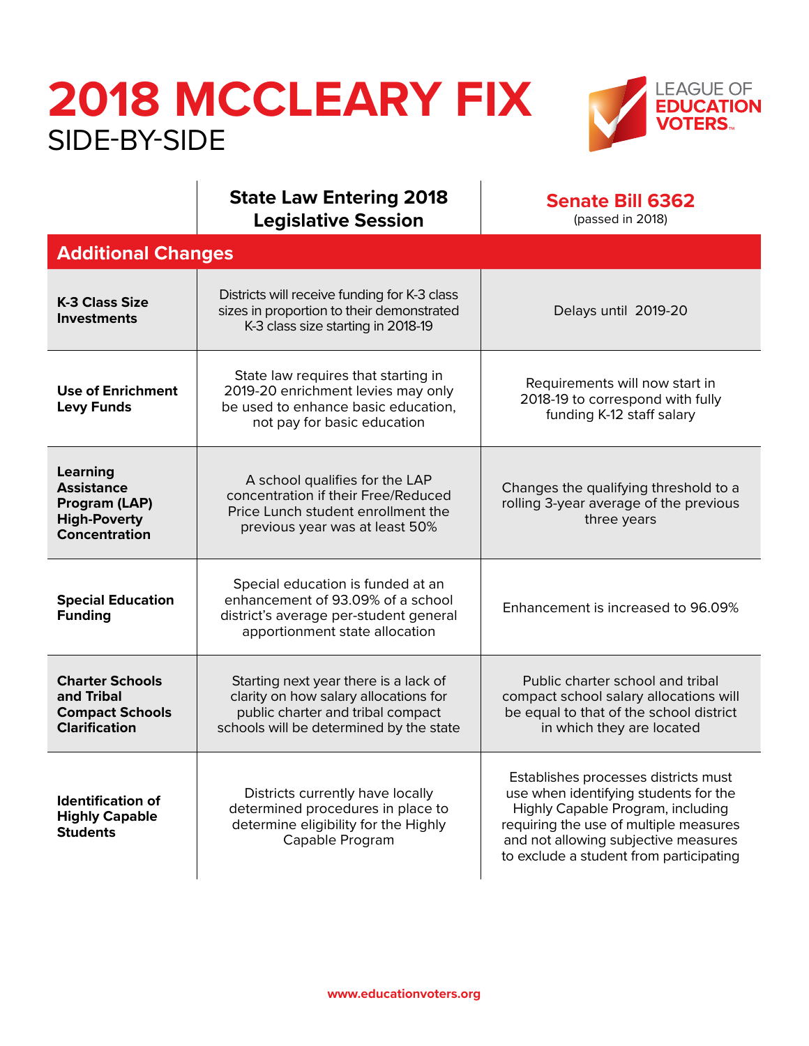# 2018 MCCLEARY FIX

## SIDE-BY-SIDE

LEAGUE OF EDUCATION VOTERS

| | State Law Entering 2018 Legislative Session | Senate Bill 6362 (passed in 2018) |
|---|---|---|
| **Additional Changes** | | |
| **K-3 Class Size Investments** | Districts will receive funding for K-3 class sizes in proportion to their demonstrated K-3 class size starting in 2018-19 | Delays until 2019-20 |
| **Use of Enrichment Levy Funds** | State law requires that starting in 2019-20 enrichment levies may only be used to enhance basic education, not pay for basic education | Requirements will now start in 2018-19 to correspond with fully funding K-12 staff salary |
| **Learning Assistance Program (LAP) High-Poverty Concentration** | A school qualifies for the LAP concentration if their Free/Reduced Price Lunch student enrollment the previous year was at least 50% | Changes the qualifying threshold to a rolling 3-year average of the previous three years |
| **Special Education Funding** | Special education is funded at an enhancement of 93.09% of a school district's average per-student general apportionment state allocation | Enhancement is increased to 96.09% |
| **Charter Schools and Tribal Compact Schools Clarification** | Starting next year there is a lack of clarity on how salary allocations for public charter and tribal compact schools will be determined by the state | Public charter school and tribal compact school salary allocations will be equal to that of the school district in which they are located |
| **Identification of Highly Capable Students** | Districts currently have locally determined procedures in place to determine eligibility for the Highly Capable Program | Establishes processes districts must use when identifying students for the Highly Capable Program, including requiring the use of multiple measures and not allowing subjective measures to exclude a student from participating |

www.educationvoters.org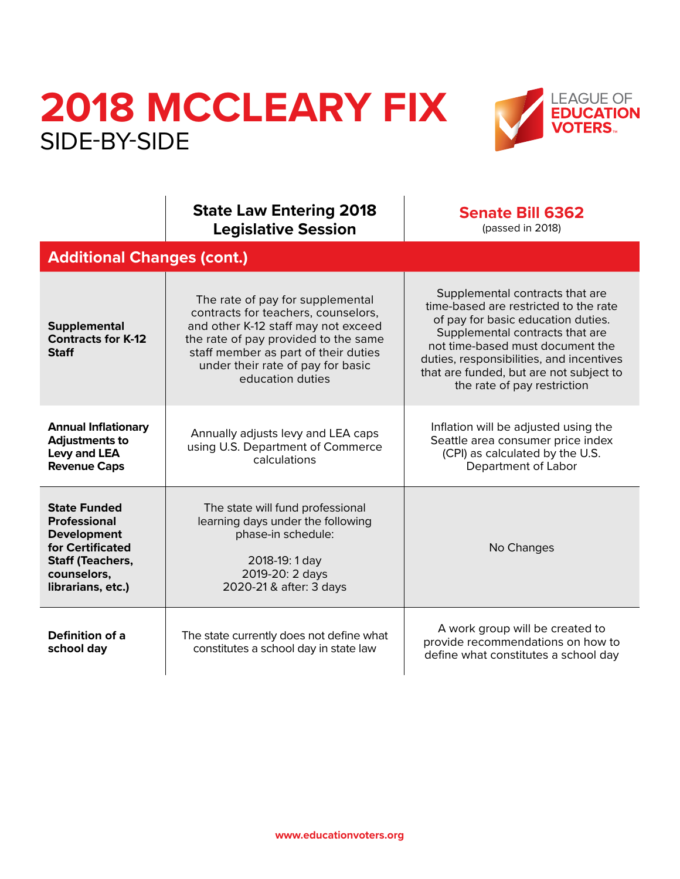# 2018 MCCLEARY FIX

## SIDE-BY-SIDE

LEAGUE OF EDUCATION VOTERS

| | State Law Entering 2018 Legislative Session | Senate Bill 6362 (passed in 2018) |
|---|---|---|
| **Additional Changes (cont.)** | | |
| **Supplemental Contracts for K-12 Staff** | The rate of pay for supplemental contracts for teachers, counselors, and other K-12 staff may not exceed the rate of pay provided to the same staff member as part of their duties under their rate of pay for basic education duties | Supplemental contracts that are time-based are restricted to the rate of pay for basic education duties. Supplemental contracts that are not time-based must document the duties, responsibilities, and incentives that are funded, but are not subject to the rate of pay restriction |
| **Annual Inflationary Adjustments to Levy and LEA Revenue Caps** | Annually adjusts levy and LEA caps using U.S. Department of Commerce calculations | Inflation will be adjusted using the Seattle area consumer price index (CPI) as calculated by the U.S. Department of Labor |
| **State Funded Professional Development for Certificated Staff (Teachers, counselors, librarians, etc.)** | The state will fund professional learning days under the following phase-in schedule:<br><br>2018-19: 1 day<br>2019-20: 2 days<br>2020-21 & after: 3 days | No Changes |
| **Definition of a school day** | The state currently does not define what constitutes a school day in state law | A work group will be created to provide recommendations on how to define what constitutes a school day |

www.educationvoters.org